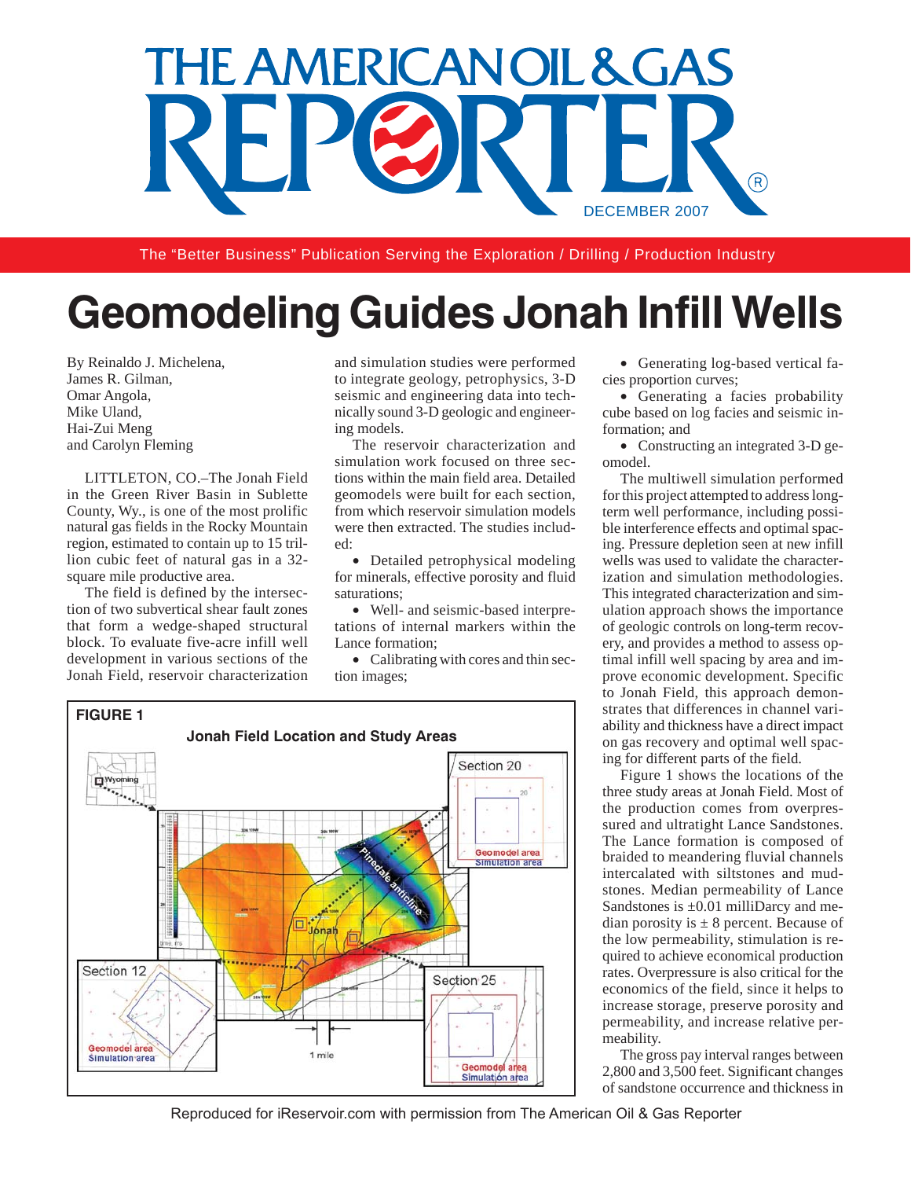# Geomodeling Guides Jonah Infill Wells

By Reinaldo J. Michelena, James R. Gilman, Omar Angola, Mike Uland, Hai-Zui Meng and Carolyn Fleming

LITTLETON, CO.–The Jonah Field in the Green River Basin in Sublette County, Wy., is one of the most prolific natural gas fields in the Rocky Mountain region, estimated to contain up to 15 trillion cubic feet of natural gas in a 32-square mile productive area.

The field is defined by the intersection of two subvertical shear fault zones that form a wedge-shaped structural block. To evaluate five-acre infill well development in various sections of the Jonah Field, reservoir characterization and simulation studies were performed to integrate geology, petrophysics, 3-D seismic and engineering data into technically sound 3-D geologic and engineering models.

The reservoir characterization and simulation work focused on three sections within the main field area. Detailed geomodels were built for each section, from which reservoir simulation models were then extracted. The studies included:

- Detailed petrophysical modeling for minerals, effective porosity and fluid saturations;
- Well- and seismic-based interpretations of internal markers within the Lance formation;
- Calibrating with cores and thin section images;
- Generating log-based vertical facies proportion curves;
- Generating a facies probability cube based on log facies and seismic information; and
- Constructing an integrated 3-D geomodel.

The multiwell simulation performed for this project attempted to address long-term well performance, including possible interference effects and optimal spacing. Pressure depletion seen at new infill wells was used to validate the characterization and simulation methodologies. This integrated characterization and simulation approach shows the importance of geologic controls on long-term recovery, and provides a method to assess optimal infill well spacing by area and improve economic development. Specific to Jonah Field, this approach demonstrates that differences in channel variability and thickness have a direct impact on gas recovery and optimal well spacing for different parts of the field.

Figure 1 shows the locations of the three study areas at Jonah Field. Most of the production comes from overpressured and ultratight Lance Sandstones. The Lance formation is composed of braided to meandering fluvial channels intercalated with siltstones and mudstones. Median permeability of Lance Sandstones is ±0.01 milliDarcy and median porosity is ± 8 percent. Because of the low permeability, stimulation is required to achieve economical production rates. Overpressure is also critical for the economics of the field, since it helps to increase storage, preserve porosity and permeability, and increase relative permeability.

The gross pay interval ranges between 2,800 and 3,500 feet. Significant changes of sandstone occurrence and thickness in

**FIGURE 1**

**Jonah Field Location and Study Areas**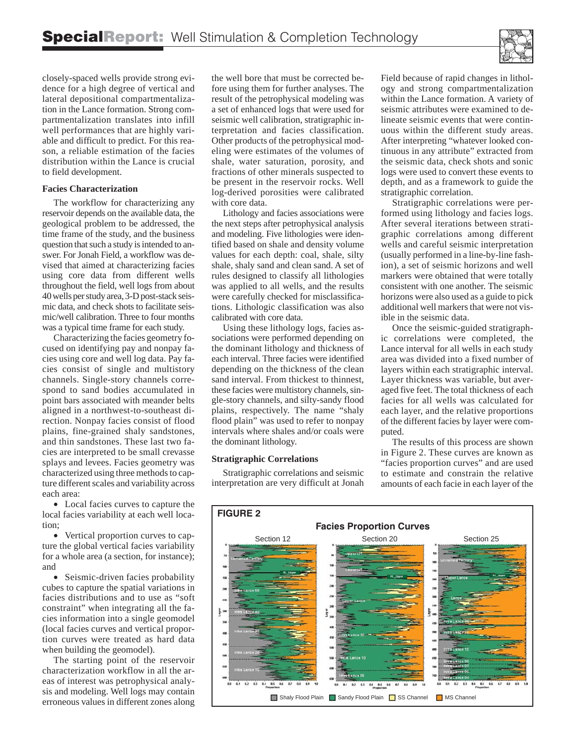closely-spaced wells provide strong evidence for a high degree of vertical and lateral depositional compartmentalization in the Lance formation. Strong compartmentalization translates into infill well performances that are highly variable and difficult to predict. For this reason, a reliable estimation of the facies distribution within the Lance is crucial to field development.

### Facies Characterization

The workflow for characterizing any reservoir depends on the available data, the geological problem to be addressed, the time frame of the study, and the business question that such a study is intended to answer. For Jonah Field, a workflow was devised that aimed at characterizing facies using core data from different wells throughout the field, well logs from about 40 wells per study area, 3-D post-stack seismic data, and check shots to facilitate seismic/well calibration. Three to four months was a typical time frame for each study.

Characterizing the facies geometry focused on identifying pay and nonpay facies using core and well log data. Pay facies consist of single and multistory channels. Single-story channels correspond to sand bodies accumulated in point bars associated with meander belts aligned in a northwest-to-southeast direction. Nonpay facies consist of flood plains, fine-grained shaly sandstones, and thin sandstones. These last two facies are interpreted to be small crevasse splays and levees. Facies geometry was characterized using three methods to capture different scales and variability across each area:

- Local facies curves to capture the local facies variability at each well location;
- Vertical proportion curves to capture the global vertical facies variability for a whole area (a section, for instance); and
- Seismic-driven facies probability cubes to capture the spatial variations in facies distributions and to use as "soft constraint" when integrating all the facies information into a single geomodel (local facies curves and vertical proportion curves were treated as hard data when building the geomodel).

The starting point of the reservoir characterization workflow in all the areas of interest was petrophysical analysis and modeling. Well logs may contain erroneous values in different zones along the well bore that must be corrected before using them for further analyses. The result of the petrophysical modeling was a set of enhanced logs that were used for seismic well calibration, stratigraphic interpretation and facies classification. Other products of the petrophysical modeling were estimates of the volumes of shale, water saturation, porosity, and fractions of other minerals suspected to be present in the reservoir rocks. Well log-derived porosities were calibrated with core data.

Lithology and facies associations were the next steps after petrophysical analysis and modeling. Five lithologies were identified based on shale and density volume values for each depth: coal, shale, silty shale, shaly sand and clean sand. A set of rules designed to classify all lithologies was applied to all wells, and the results were carefully checked for misclassifications. Lithologic classification was also calibrated with core data.

Using these lithology logs, facies associations were performed depending on the dominant lithology and thickness of each interval. Three facies were identified depending on the thickness of the clean sand interval. From thickest to thinnest, these facies were multistory channels, single-story channels, and silty-sandy flood plains, respectively. The name "shaly flood plain" was used to refer to nonpay intervals where shales and/or coals were the dominant lithology.

### Stratigraphic Correlations

Stratigraphic correlations and seismic interpretation are very difficult at Jonah Field because of rapid changes in lithology and strong compartmentalization within the Lance formation. A variety of seismic attributes were examined to delineate seismic events that were continuous within the different study areas. After interpreting "whatever looked continuous in any attribute" extracted from the seismic data, check shots and sonic logs were used to convert these events to depth, and as a framework to guide the stratigraphic correlation.

Stratigraphic correlations were performed using lithology and facies logs. After several iterations between stratigraphic correlations among different wells and careful seismic interpretation (usually performed in a line-by-line fashion), a set of seismic horizons and well markers were obtained that were totally consistent with one another. The seismic horizons were also used as a guide to pick additional well markers that were not visible in the seismic data.

Once the seismic-guided stratigraphic correlations were completed, the Lance interval for all wells in each study area was divided into a fixed number of layers within each stratigraphic interval. Layer thickness was variable, but averaged five feet. The total thickness of each facies for all wells was calculated for each layer, and the relative proportions of the different facies by layer were computed.

The results of this process are shown in Figure 2. These curves are known as "facies proportion curves" and are used to estimate and constrain the relative amounts of each facie in each layer of the

**FIGURE 2**

Facies Proportion Curves (Section 12, Section 20, Section 25) — Legend: Shaly Flood Plain, Sandy Flood Plain, SS Channel, MS Channel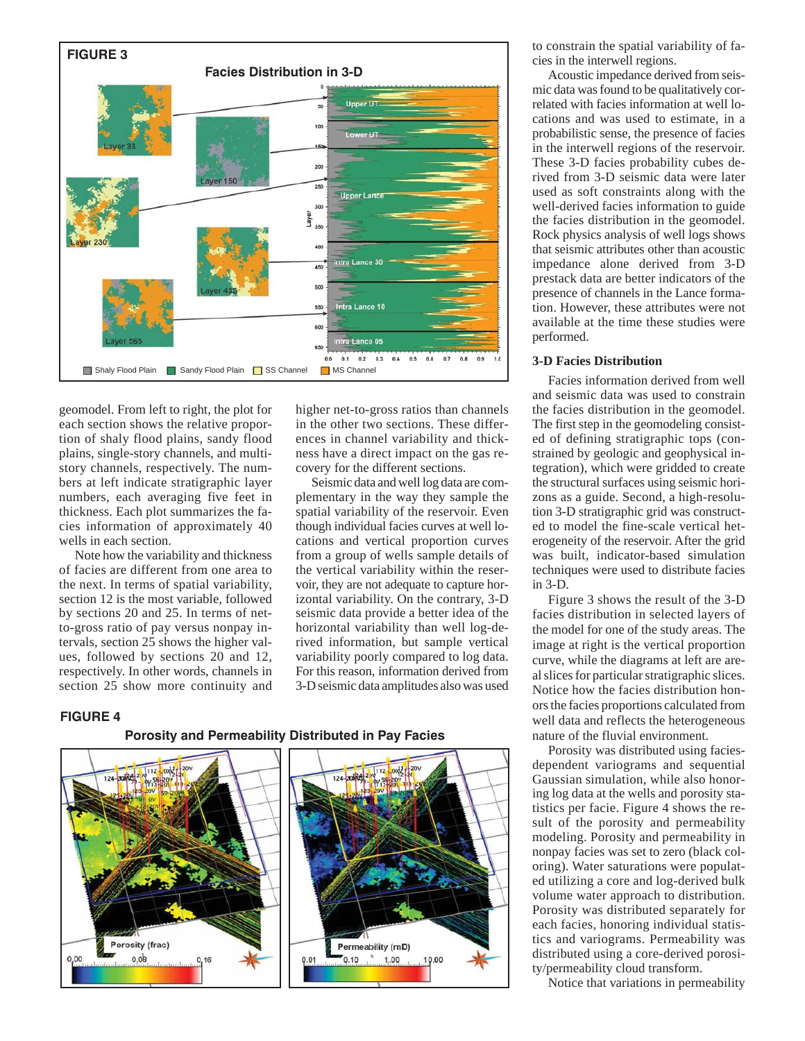**FIGURE 3**

**Facies Distribution in 3-D**

Shaly Flood Plain | Sandy Flood Plain | SS Channel | MS Channel

geomodel. From left to right, the plot for each section shows the relative proportion of shaly flood plains, sandy flood plains, single-story channels, and multistory channels, respectively. The numbers at left indicate stratigraphic layer numbers, each averaging five feet in thickness. Each plot summarizes the facies information of approximately 40 wells in each section.

Note how the variability and thickness of facies are different from one area to the next. In terms of spatial variability, section 12 is the most variable, followed by sections 20 and 25. In terms of net-to-gross ratio of pay versus nonpay intervals, section 25 shows the higher values, followed by sections 20 and 12, respectively. In other words, channels in section 25 show more continuity and higher net-to-gross ratios than channels in the other two sections. These differences in channel variability and thickness have a direct impact on the gas recovery for the different sections.

Seismic data and well log data are complementary in the way they sample the spatial variability of the reservoir. Even though individual facies curves at well locations and vertical proportion curves from a group of wells sample details of the vertical variability within the reservoir, they are not adequate to capture horizontal variability. On the contrary, 3-D seismic data provide a better idea of the horizontal variability than well log-derived information, but sample vertical variability poorly compared to log data. For this reason, information derived from 3-D seismic data amplitudes also was used to constrain the spatial variability of facies in the interwell regions.

Acoustic impedance derived from seismic data was found to be qualitatively correlated with facies information at well locations and was used to estimate, in a probabilistic sense, the presence of facies in the interwell regions of the reservoir. These 3-D facies probability cubes derived from 3-D seismic data were later used as soft constraints along with the well-derived facies information to guide the facies distribution in the geomodel. Rock physics analysis of well logs shows that seismic attributes other than acoustic impedance alone derived from 3-D prestack data are better indicators of the presence of channels in the Lance formation. However, these attributes were not available at the time these studies were performed.

### 3-D Facies Distribution

Facies information derived from well and seismic data was used to constrain the facies distribution in the geomodel. The first step in the geomodeling consisted of defining stratigraphic tops (constrained by geologic and geophysical integration), which were gridded to create the structural surfaces using seismic horizons as a guide. Second, a high-resolution 3-D stratigraphic grid was constructed to model the fine-scale vertical heterogeneity of the reservoir. After the grid was built, indicator-based simulation techniques were used to distribute facies in 3-D.

Figure 3 shows the result of the 3-D facies distribution in selected layers of the model for one of the study areas. The image at right is the vertical proportion curve, while the diagrams at left are areal slices for particular stratigraphic slices. Notice how the facies distribution honors the facies proportions calculated from well data and reflects the heterogeneous nature of the fluvial environment.

Porosity was distributed using facies-dependent variograms and sequential Gaussian simulation, while also honoring log data at the wells and porosity statistics per facie. Figure 4 shows the result of the porosity and permeability modeling. Porosity and permeability in nonpay facies was set to zero (black coloring). Water saturations were populated utilizing a core and log-derived bulk volume water approach to distribution. Porosity was distributed separately for each facies, honoring individual statistics and variograms. Permeability was distributed using a core-derived porosity/permeability cloud transform.

Notice that variations in permeability

**FIGURE 4**

**Porosity and Permeability Distributed in Pay Facies**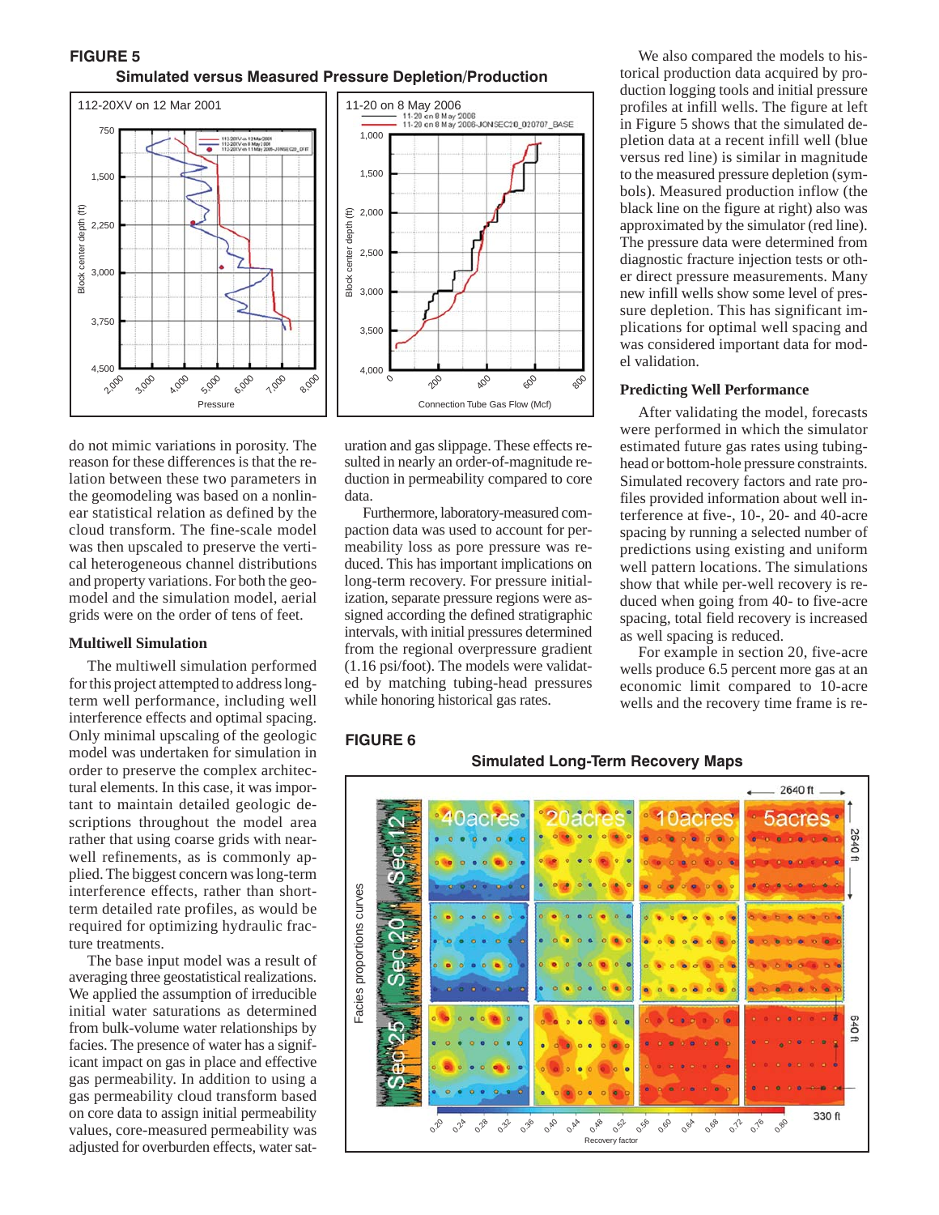**FIGURE 5**

**Simulated versus Measured Pressure Depletion/Production**

**FIGURE 6**

**Simulated Long-Term Recovery Maps**

do not mimic variations in porosity. The reason for these differences is that the relation between these two parameters in the geomodeling was based on a nonlinear statistical relation as defined by the cloud transform. The fine-scale model was then upscaled to preserve the vertical heterogeneous channel distributions and property variations. For both the geomodel and the simulation model, aerial grids were on the order of tens of feet.

### Multiwell Simulation

The multiwell simulation performed for this project attempted to address long-term well performance, including well interference effects and optimal spacing. Only minimal upscaling of the geologic model was undertaken for simulation in order to preserve the complex architectural elements. In this case, it was important to maintain detailed geologic descriptions throughout the model area rather that using coarse grids with near-well refinements, as is commonly applied. The biggest concern was long-term interference effects, rather than short-term detailed rate profiles, as would be required for optimizing hydraulic fracture treatments.

The base input model was a result of averaging three geostatistical realizations. We applied the assumption of irreducible initial water saturations as determined from bulk-volume water relationships by facies. The presence of water has a significant impact on gas in place and effective gas permeability. In addition to using a gas permeability cloud transform based on core data to assign initial permeability values, core-measured permeability was adjusted for overburden effects, water saturation and gas slippage. These effects resulted in nearly an order-of-magnitude reduction in permeability compared to core data.

Furthermore, laboratory-measured compaction data was used to account for permeability loss as pore pressure was reduced. This has important implications on long-term recovery. For pressure initialization, separate pressure regions were assigned according the defined stratigraphic intervals, with initial pressures determined from the regional overpressure gradient (1.16 psi/foot). The models were validated by matching tubing-head pressures while honoring historical gas rates.

We also compared the models to historical production data acquired by production logging tools and initial pressure profiles at infill wells. The figure at left in Figure 5 shows that the simulated depletion data at a recent infill well (blue versus red line) is similar in magnitude to the measured pressure depletion (symbols). Measured production inflow (the black line on the figure at right) also was approximated by the simulator (red line). The pressure data were determined from diagnostic fracture injection tests or other direct pressure measurements. Many new infill wells show some level of pressure depletion. This has significant implications for optimal well spacing and was considered important data for model validation.

### Predicting Well Performance

After validating the model, forecasts were performed in which the simulator estimated future gas rates using tubing-head or bottom-hole pressure constraints. Simulated recovery factors and rate profiles provided information about well interference at five-, 10-, 20- and 40-acre spacing by running a selected number of predictions using existing and uniform well pattern locations. The simulations show that while per-well recovery is reduced when going from 40- to five-acre spacing, total field recovery is increased as well spacing is reduced.

For example in section 20, five-acre wells produce 6.5 percent more gas at an economic limit compared to 10-acre wells and the recovery time frame is re-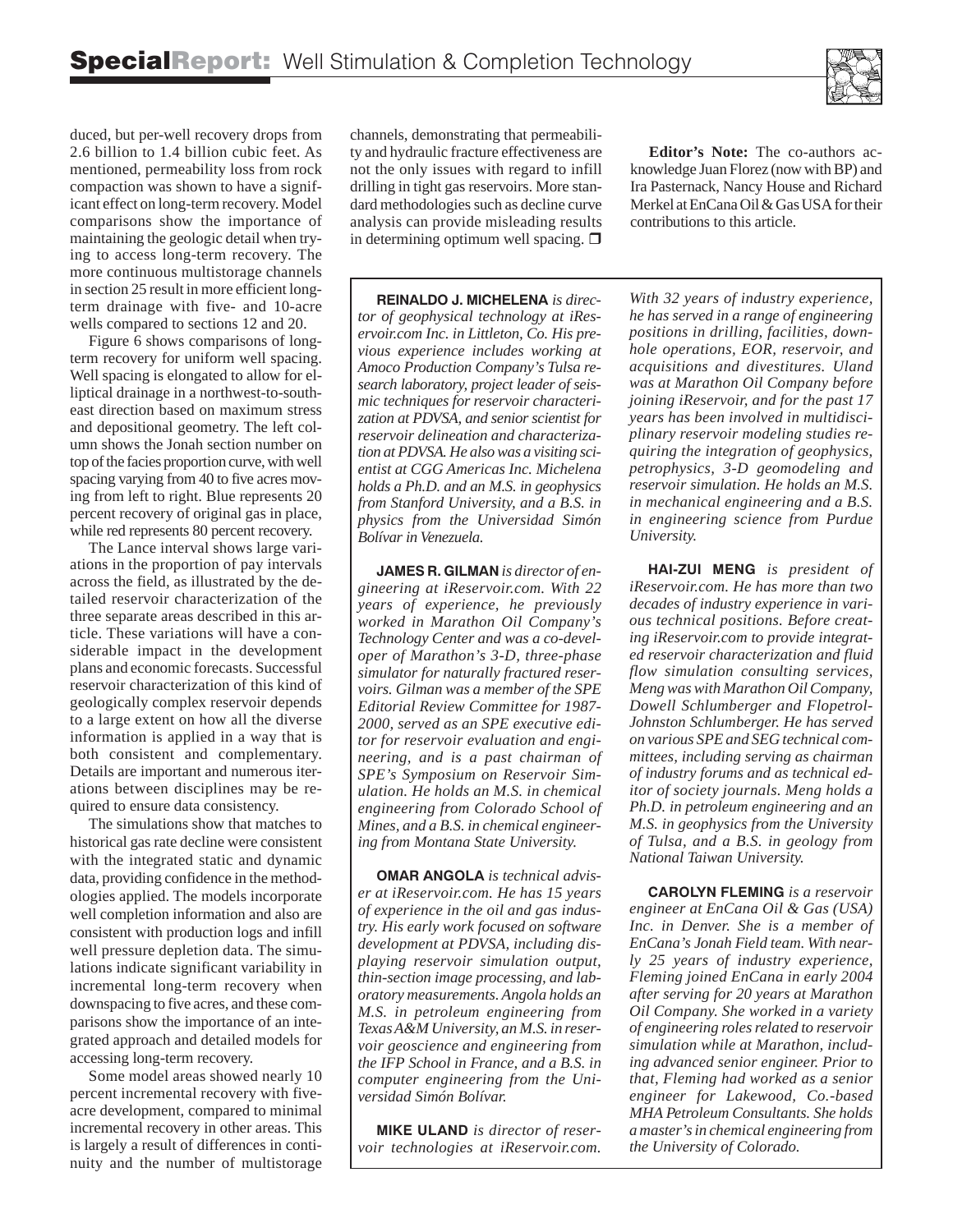duced, but per-well recovery drops from 2.6 billion to 1.4 billion cubic feet. As mentioned, permeability loss from rock compaction was shown to have a significant effect on long-term recovery. Model comparisons show the importance of maintaining the geologic detail when trying to access long-term recovery. The more continuous multistorage channels in section 25 result in more efficient long-term drainage with five- and 10-acre wells compared to sections 12 and 20.

Figure 6 shows comparisons of long-term recovery for uniform well spacing. Well spacing is elongated to allow for elliptical drainage in a northwest-to-southeast direction based on maximum stress and depositional geometry. The left column shows the Jonah section number on top of the facies proportion curve, with well spacing varying from 40 to five acres moving from left to right. Blue represents 20 percent recovery of original gas in place, while red represents 80 percent recovery.

The Lance interval shows large variations in the proportion of pay intervals across the field, as illustrated by the detailed reservoir characterization of the three separate areas described in this article. These variations will have a considerable impact in the development plans and economic forecasts. Successful reservoir characterization of this kind of geologically complex reservoir depends to a large extent on how all the diverse information is applied in a way that is both consistent and complementary. Details are important and numerous iterations between disciplines may be required to ensure data consistency.

The simulations show that matches to historical gas rate decline were consistent with the integrated static and dynamic data, providing confidence in the methodologies applied. The models incorporate well completion information and also are consistent with production logs and infill well pressure depletion data. The simulations indicate significant variability in incremental long-term recovery when downspacing to five acres, and these comparisons show the importance of an integrated approach and detailed models for accessing long-term recovery.

Some model areas showed nearly 10 percent incremental recovery with five-acre development, compared to minimal incremental recovery in other areas. This is largely a result of differences in continuity and the number of multistorage channels, demonstrating that permeability and hydraulic fracture effectiveness are not the only issues with regard to infill drilling in tight gas reservoirs. More standard methodologies such as decline curve analysis can provide misleading results in determining optimum well spacing. ❒

**Editor's Note:** The co-authors acknowledge Juan Florez (now with BP) and Ira Pasternack, Nancy House and Richard Merkel at EnCana Oil & Gas USA for their contributions to this article.

**REINALDO J. MICHELENA** *is director of geophysical technology at iReservoir.com Inc. in Littleton, Co. His previous experience includes working at Amoco Production Company's Tulsa research laboratory, project leader of seismic techniques for reservoir characterization at PDVSA, and senior scientist for reservoir delineation and characterization at PDVSA. He also was a visiting scientist at CGG Americas Inc. Michelena holds a Ph.D. and an M.S. in geophysics from Stanford University, and a B.S. in physics from the Universidad Simón Bolívar in Venezuela.*

**JAMES R. GILMAN** *is director of engineering at iReservoir.com. With 22 years of experience, he previously worked in Marathon Oil Company's Technology Center and was a co-developer of Marathon's 3-D, three-phase simulator for naturally fractured reservoirs. Gilman was a member of the SPE Editorial Review Committee for 1987-2000, served as an SPE executive editor for reservoir evaluation and engineering, and is a past chairman of SPE's Symposium on Reservoir Simulation. He holds an M.S. in chemical engineering from Colorado School of Mines, and a B.S. in chemical engineering from Montana State University.*

**OMAR ANGOLA** *is technical adviser at iReservoir.com. He has 15 years of experience in the oil and gas industry. His early work focused on software development at PDVSA, including displaying reservoir simulation output, thin-section image processing, and laboratory measurements. Angola holds an M.S. in petroleum engineering from Texas A&M University, an M.S. in reservoir geoscience and engineering from the IFP School in France, and a B.S. in computer engineering from the Universidad Simón Bolívar.*

**MIKE ULAND** *is director of reservoir technologies at iReservoir.com. With 32 years of industry experience, he has served in a range of engineering positions in drilling, facilities, downhole operations, EOR, reservoir, and acquisitions and divestitures. Uland was at Marathon Oil Company before joining iReservoir, and for the past 17 years has been involved in multidisciplinary reservoir modeling studies requiring the integration of geophysics, petrophysics, 3-D geomodeling and reservoir simulation. He holds an M.S. in mechanical engineering and a B.S. in engineering science from Purdue University.*

**HAI-ZUI MENG** *is president of iReservoir.com. He has more than two decades of industry experience in various technical positions. Before creating iReservoir.com to provide integrated reservoir characterization and fluid flow simulation consulting services, Meng was with Marathon Oil Company, Dowell Schlumberger and Flopetrol-Johnston Schlumberger. He has served on various SPE and SEG technical committees, including serving as chairman of industry forums and as technical editor of society journals. Meng holds a Ph.D. in petroleum engineering and an M.S. in geophysics from the University of Tulsa, and a B.S. in geology from National Taiwan University.*

**CAROLYN FLEMING** *is a reservoir engineer at EnCana Oil & Gas (USA) Inc. in Denver. She is a member of EnCana's Jonah Field team. With nearly 25 years of industry experience, Fleming joined EnCana in early 2004 after serving for 20 years at Marathon Oil Company. She worked in a variety of engineering roles related to reservoir simulation while at Marathon, including advanced senior engineer. Prior to that, Fleming had worked as a senior engineer for Lakewood, Co.-based MHA Petroleum Consultants. She holds a master's in chemical engineering from the University of Colorado.*